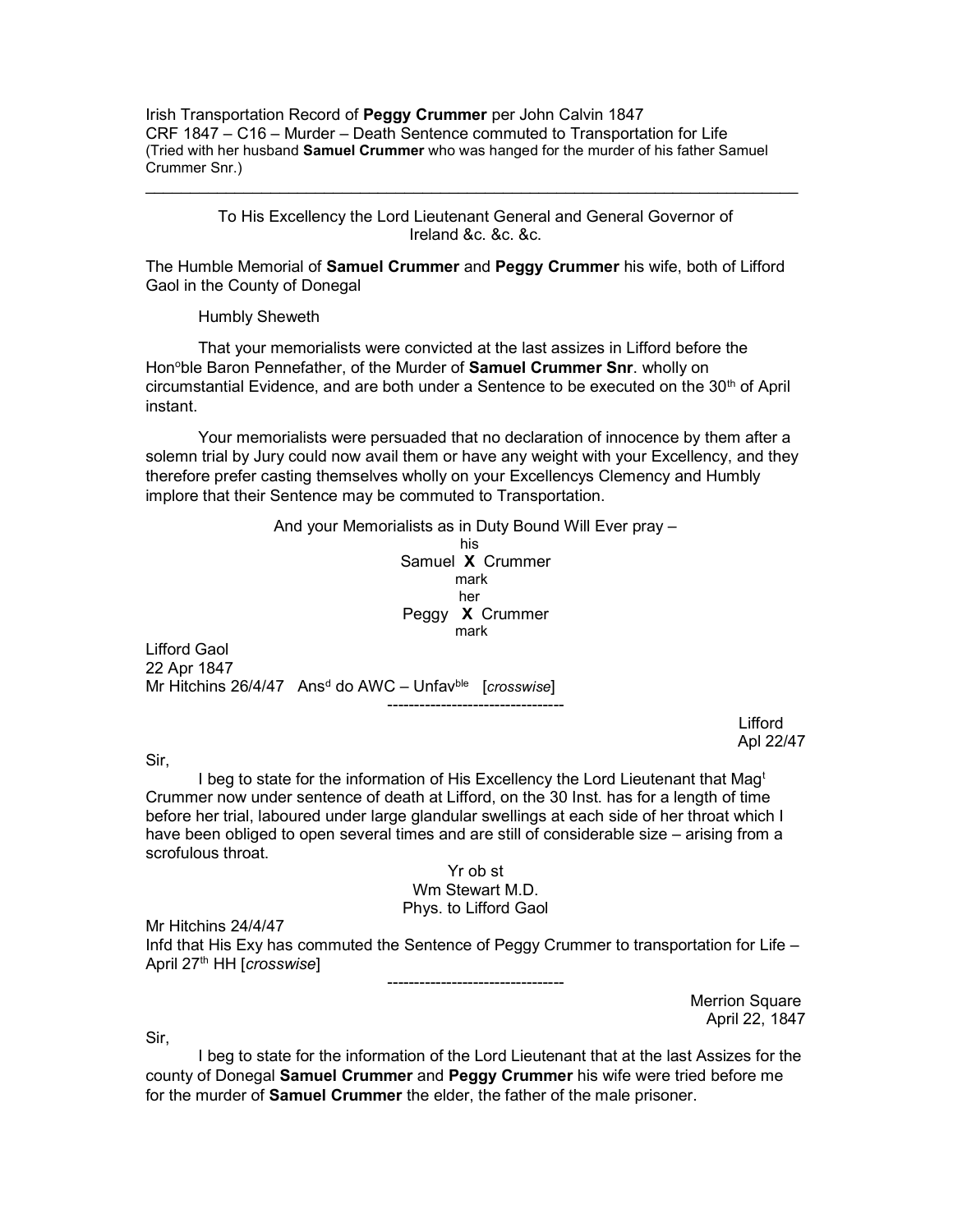Irish Transportation Record of **Peggy Crummer** per John Calvin 1847
CRF 1847 – C16 – Murder – Death Sentence commuted to Transportation for Life
(Tried with her husband **Samuel Crummer** who was hanged for the murder of his father Samuel Crummer Snr.)

---

To His Excellency the Lord Lieutenant General and General Governor of Ireland &c. &c. &c.

The Humble Memorial of **Samuel Crummer** and **Peggy Crummer** his wife, both of Lifford Gaol in the County of Donegal

Humbly Sheweth

That your memorialists were convicted at the last assizes in Lifford before the Hon[o]ble Baron Pennefather, of the Murder of **Samuel Crummer Snr**. wholly on circumstantial Evidence, and are both under a Sentence to be executed on the 30[th] of April instant.

Your memorialists were persuaded that no declaration of innocence by them after a solemn trial by Jury could now avail them or have any weight with your Excellency, and they therefore prefer casting themselves wholly on your Excellencys Clemency and Humbly implore that their Sentence may be commuted to Transportation.

And your Memorialists as in Duty Bound Will Ever pray –

his
Samuel **X** Crummer
mark

her
Peggy **X** Crummer
mark

Lifford Gaol
22 Apr 1847
Mr Hitchins 26/4/47 Ans[d] do AWC – Unfav[ble] [*crosswise*]

---

Lifford
Apl 22/47

Sir,

I beg to state for the information of His Excellency the Lord Lieutenant that Mag[t] Crummer now under sentence of death at Lifford, on the 30 Inst. has for a length of time before her trial, laboured under large glandular swellings at each side of her throat which I have been obliged to open several times and are still of considerable size – arising from a scrofulous throat.

Yr ob st
Wm Stewart M.D.
Phys. to Lifford Gaol

Mr Hitchins 24/4/47
Infd that His Exy has commuted the Sentence of Peggy Crummer to transportation for Life – April 27[th] HH [*crosswise*]

---

Merrion Square
April 22, 1847

Sir,

I beg to state for the information of the Lord Lieutenant that at the last Assizes for the county of Donegal **Samuel Crummer** and **Peggy Crummer** his wife were tried before me for the murder of **Samuel Crummer** the elder, the father of the male prisoner.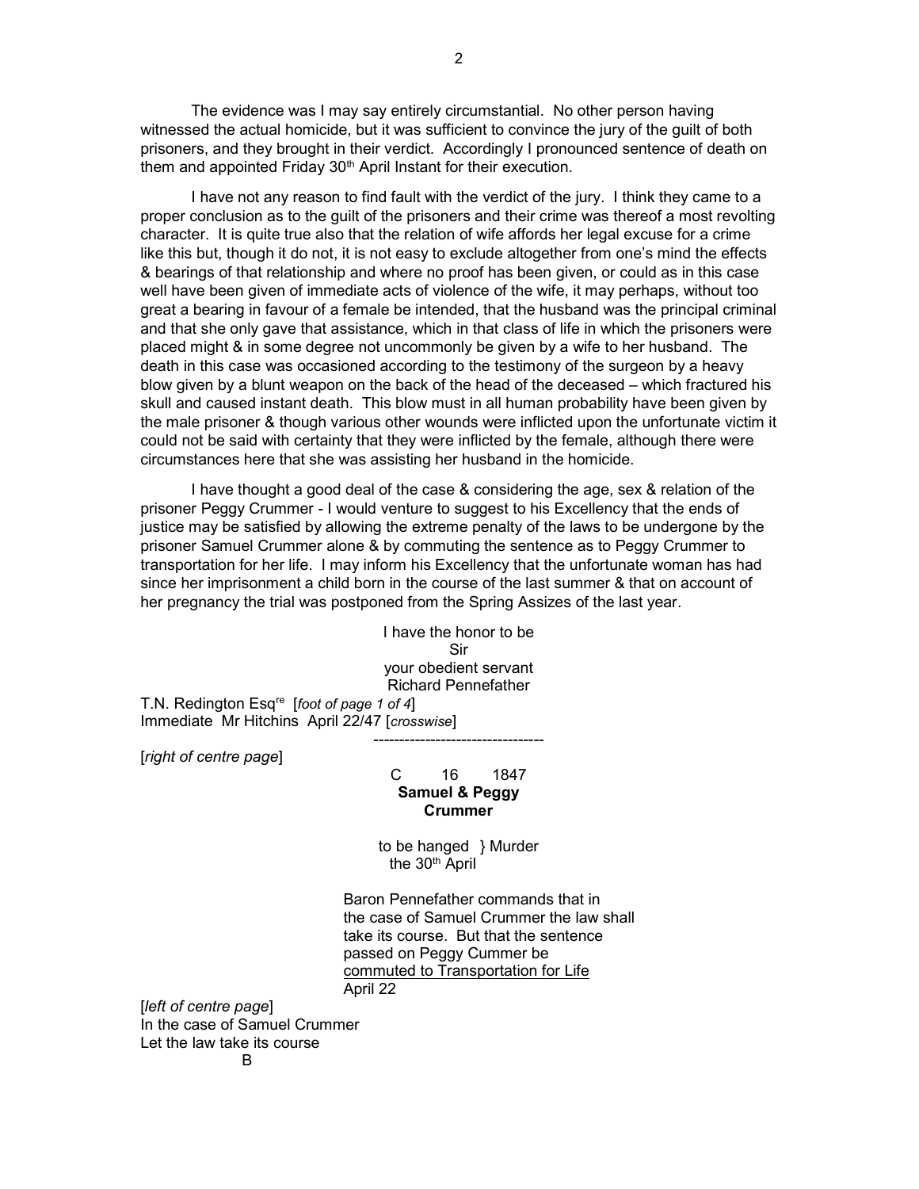The evidence was I may say entirely circumstantial. No other person having witnessed the actual homicide, but it was sufficient to convince the jury of the guilt of both prisoners, and they brought in their verdict. Accordingly I pronounced sentence of death on them and appointed Friday 30th April Instant for their execution.

I have not any reason to find fault with the verdict of the jury. I think they came to a proper conclusion as to the guilt of the prisoners and their crime was thereof a most revolting character. It is quite true also that the relation of wife affords her legal excuse for a crime like this but, though it do not, it is not easy to exclude altogether from one's mind the effects & bearings of that relationship and where no proof has been given, or could as in this case well have been given of immediate acts of violence of the wife, it may perhaps, without too great a bearing in favour of a female be intended, that the husband was the principal criminal and that she only gave that assistance, which in that class of life in which the prisoners were placed might & in some degree not uncommonly be given by a wife to her husband. The death in this case was occasioned according to the testimony of the surgeon by a heavy blow given by a blunt weapon on the back of the head of the deceased – which fractured his skull and caused instant death. This blow must in all human probability have been given by the male prisoner & though various other wounds were inflicted upon the unfortunate victim it could not be said with certainty that they were inflicted by the female, although there were circumstances here that she was assisting her husband in the homicide.

I have thought a good deal of the case & considering the age, sex & relation of the prisoner Peggy Crummer - I would venture to suggest to his Excellency that the ends of justice may be satisfied by allowing the extreme penalty of the laws to be undergone by the prisoner Samuel Crummer alone & by commuting the sentence as to Peggy Crummer to transportation for her life. I may inform his Excellency that the unfortunate woman has had since her imprisonment a child born in the course of the last summer & that on account of her pregnancy the trial was postponed from the Spring Assizes of the last year.

I have the honor to be
Sir
your obedient servant
Richard Pennefather

T.N. Redington Esqre [*foot of page 1 of 4*]
Immediate Mr Hitchins April 22/47 [*crosswise*]

---

[*right of centre page*]

C 16 1847
**Samuel & Peggy**
**Crummer**

to be hanged } Murder
the 30th April

Baron Pennefather commands that in the case of Samuel Crummer the law shall take its course. But that the sentence passed on Peggy Cummer be <u>commuted to Transportation for Life</u>
April 22

[*left of centre page*]
In the case of Samuel Crummer
Let the law take its course
B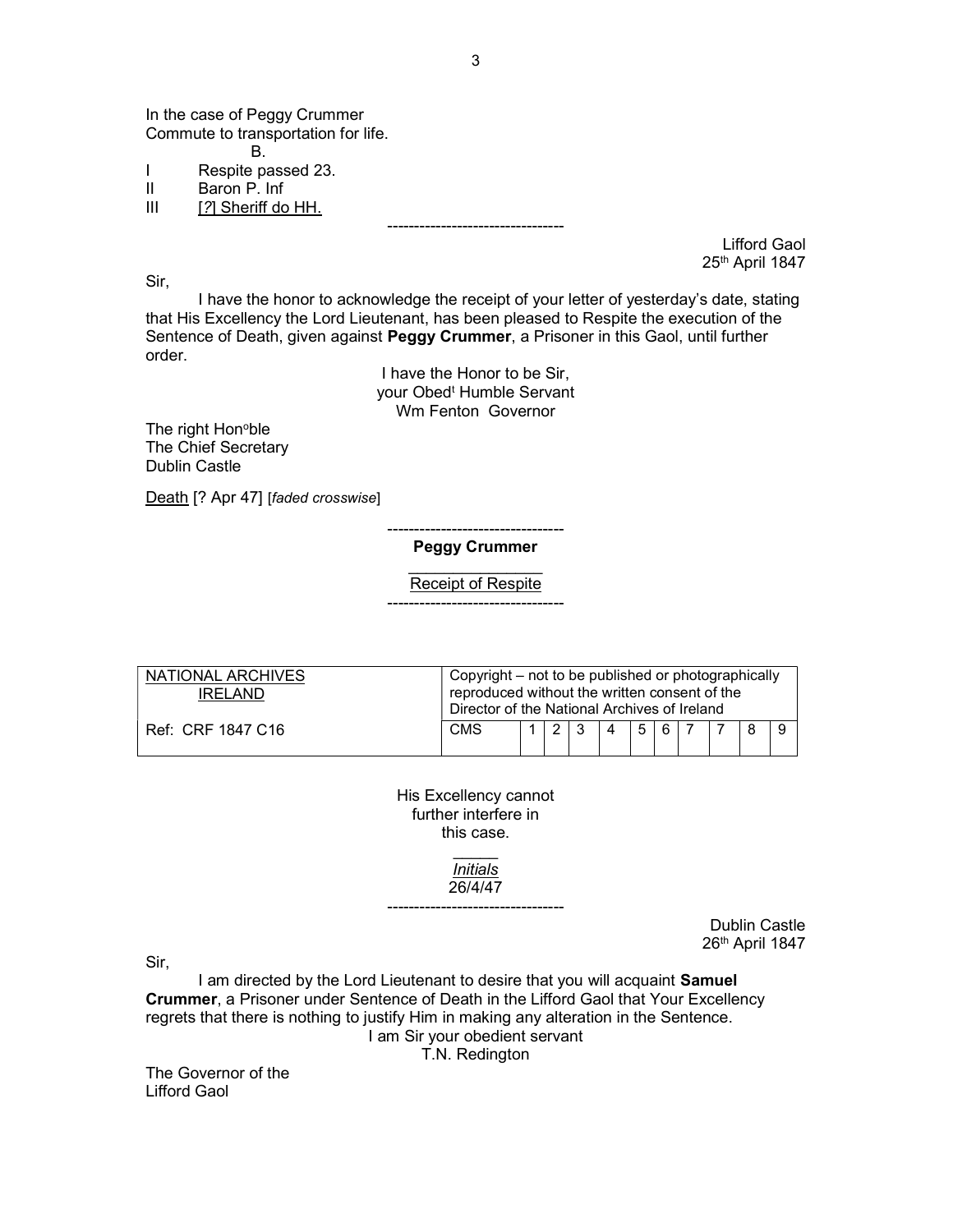In the case of Peggy Crummer
Commute to transportation for life.
B.

I Respite passed 23.
II Baron P. Inf
III [?] Sheriff do HH.

---

Lifford Gaol
25th April 1847

Sir,

I have the honor to acknowledge the receipt of your letter of yesterday's date, stating that His Excellency the Lord Lieutenant, has been pleased to Respite the execution of the Sentence of Death, given against **Peggy Crummer**, a Prisoner in this Gaol, until further order.

I have the Honor to be Sir,
your Obedt Humble Servant
Wm Fenton Governor

The right Honoble
The Chief Secretary
Dublin Castle

Death [? Apr 47] [*faded crosswise*]

---

**Peggy Crummer**

Receipt of Respite

---

| NATIONAL ARCHIVES IRELAND | Copyright – not to be published or photographically reproduced without the written consent of the Director of the National Archives of Ireland | | | | | | | | | | |
|---|---|---|---|---|---|---|---|---|---|---|---|
| Ref: CRF 1847 C16 | CMS | 1 | 2 | 3 | 4 | 5 | 6 | 7 | 7 | 8 | 9 |

His Excellency cannot
further interfere in
this case.

*Initials*
26/4/47

---

Dublin Castle
26th April 1847

Sir,

I am directed by the Lord Lieutenant to desire that you will acquaint **Samuel Crummer**, a Prisoner under Sentence of Death in the Lifford Gaol that Your Excellency regrets that there is nothing to justify Him in making any alteration in the Sentence.

I am Sir your obedient servant
T.N. Redington

The Governor of the
Lifford Gaol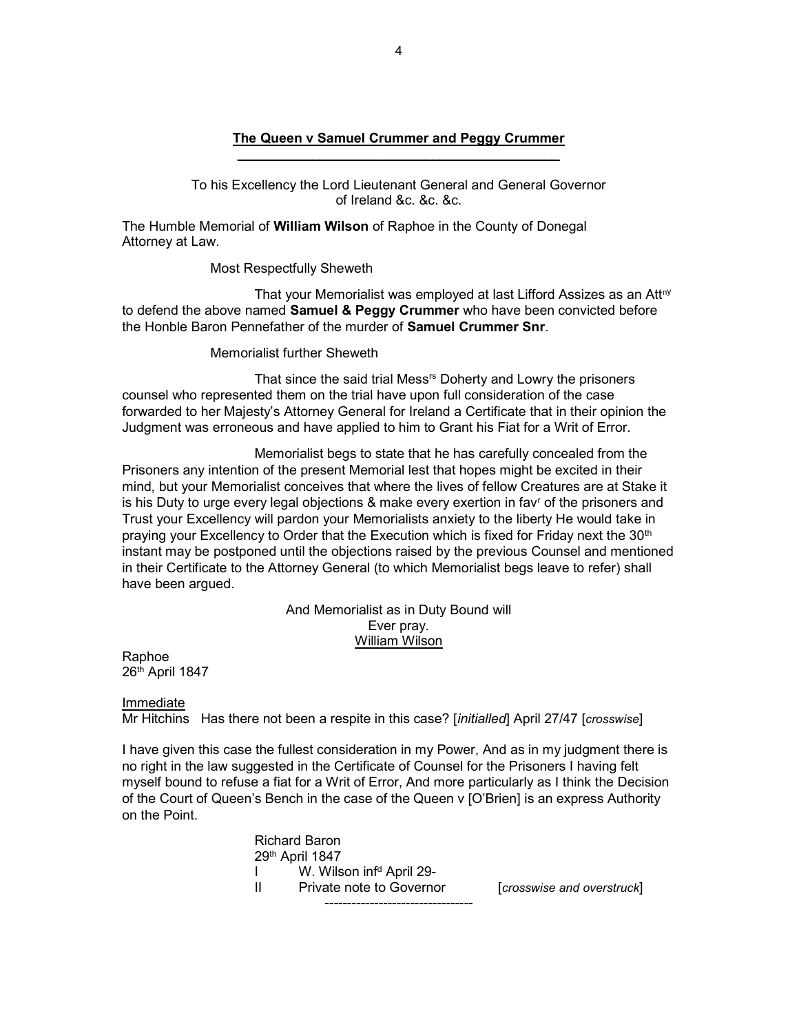## The Queen v Samuel Crummer and Peggy Crummer

To his Excellency the Lord Lieutenant General and General Governor of Ireland &c. &c. &c.

The Humble Memorial of **William Wilson** of Raphoe in the County of Donegal Attorney at Law.

Most Respectfully Sheweth

That your Memorialist was employed at last Lifford Assizes as an Att[ny] to defend the above named **Samuel & Peggy Crummer** who have been convicted before the Honble Baron Pennefather of the murder of **Samuel Crummer Snr**.

Memorialist further Sheweth

That since the said trial Mess[rs] Doherty and Lowry the prisoners counsel who represented them on the trial have upon full consideration of the case forwarded to her Majesty's Attorney General for Ireland a Certificate that in their opinion the Judgment was erroneous and have applied to him to Grant his Fiat for a Writ of Error.

Memorialist begs to state that he has carefully concealed from the Prisoners any intention of the present Memorial lest that hopes might be excited in their mind, but your Memorialist conceives that where the lives of fellow Creatures are at Stake it is his Duty to urge every legal objections & make every exertion in fav[r] of the prisoners and Trust your Excellency will pardon your Memorialists anxiety to the liberty He would take in praying your Excellency to Order that the Execution which is fixed for Friday next the 30[th] instant may be postponed until the objections raised by the previous Counsel and mentioned in their Certificate to the Attorney General (to which Memorialist begs leave to refer) shall have been argued.

And Memorialist as in Duty Bound will
Ever pray.
William Wilson

Raphoe
26[th] April 1847

Immediate
Mr Hitchins Has there not been a respite in this case? [*initialled*] April 27/47 [*crosswise*]

I have given this case the fullest consideration in my Power, And as in my judgment there is no right in the law suggested in the Certificate of Counsel for the Prisoners I having felt myself bound to refuse a fiat for a Writ of Error, And more particularly as I think the Decision of the Court of Queen's Bench in the case of the Queen v [O'Brien] is an express Authority on the Point.

Richard Baron
29[th] April 1847
I W. Wilson inf[d] April 29-
II Private note to Governor [*crosswise and overstruck*]

---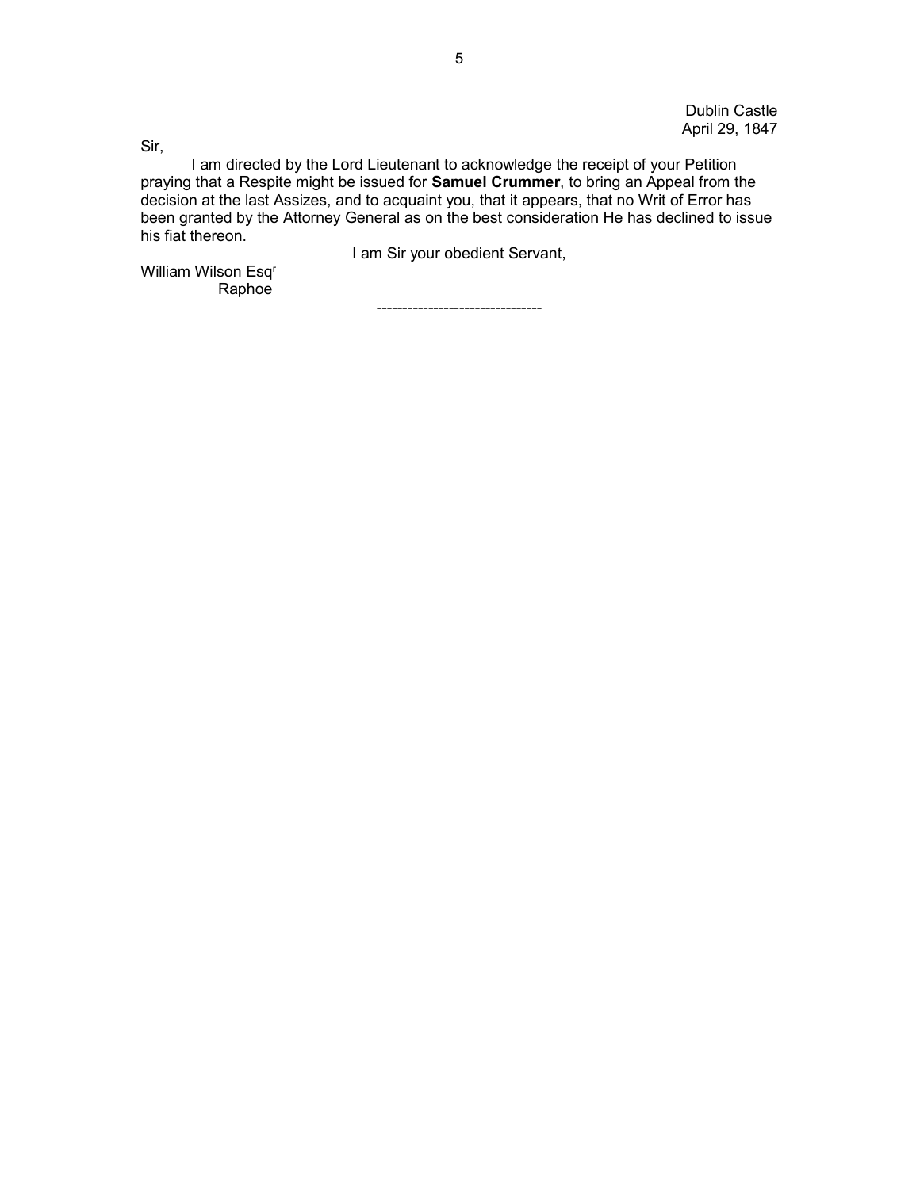Dublin Castle
April 29, 1847

Sir,

I am directed by the Lord Lieutenant to acknowledge the receipt of your Petition praying that a Respite might be issued for **Samuel Crummer**, to bring an Appeal from the decision at the last Assizes, and to acquaint you, that it appears, that no Writ of Error has been granted by the Attorney General as on the best consideration He has declined to issue his fiat thereon.

I am Sir your obedient Servant,

William Wilson Esq[r]
Raphoe

--------------------------------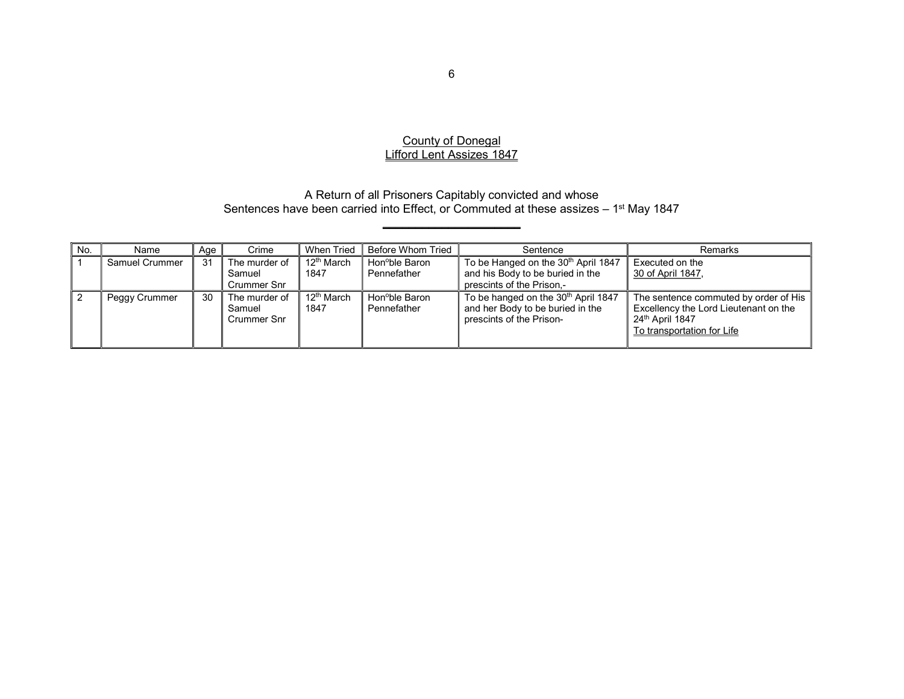County of Donegal
Lifford Lent Assizes 1847

A Return of all Prisoners Capitably convicted and whose
Sentences have been carried into Effect, or Commuted at these assizes – 1st May 1847

| No. | Name | Age | Crime | When Tried | Before Whom Tried | Sentence | Remarks |
| --- | --- | --- | --- | --- | --- | --- | --- |
| 1 | Samuel Crummer | 31 | The murder of Samuel Crummer Snr | 12th March 1847 | Hon°ble Baron Pennefather | To be Hanged on the 30th April 1847 and his Body to be buried in the prescints of the Prison,- | Executed on the 30 of April 1847, |
| 2 | Peggy Crummer | 30 | The murder of Samuel Crummer Snr | 12th March 1847 | Hon°ble Baron Pennefather | To be hanged on the 30th April 1847 and her Body to be buried in the prescints of the Prison- | The sentence commuted by order of His Excellency the Lord Lieutenant on the 24th April 1847 To transportation for Life |